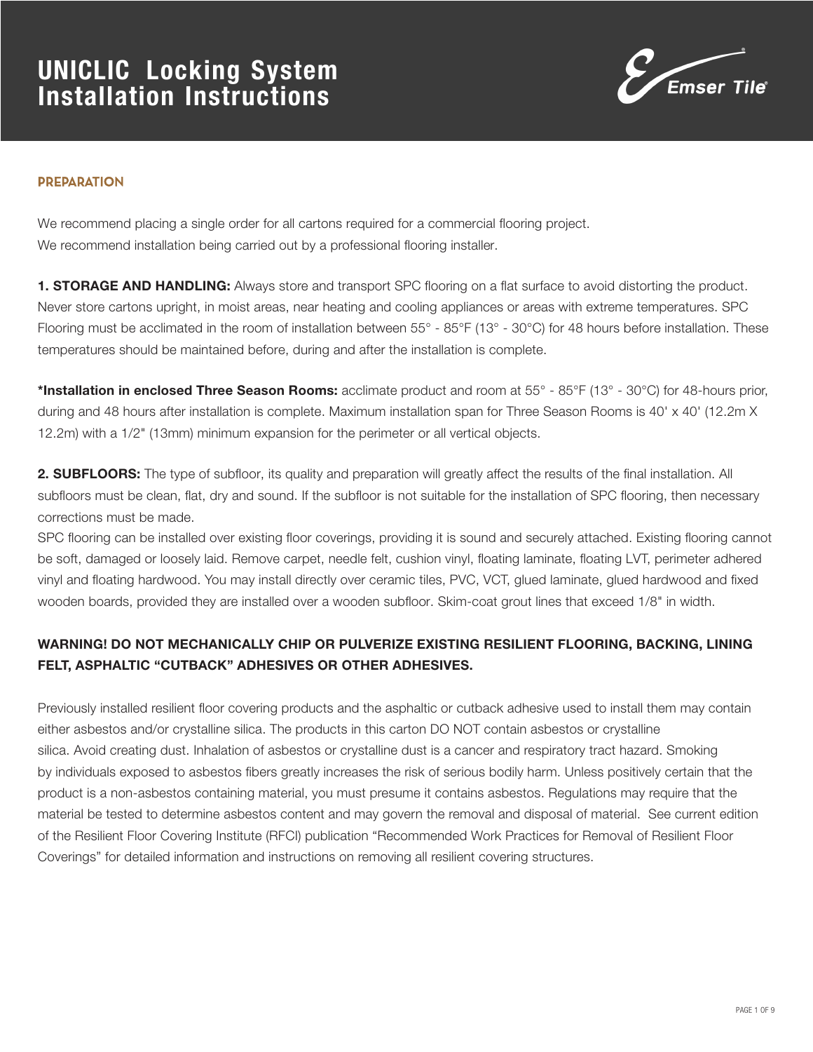# UNICLIC Locking System Installation Instructions

Emser Tile

## PREPARATION

We recommend placing a single order for all cartons required for a commercial flooring project.
We recommend installation being carried out by a professional flooring installer.

**1. STORAGE AND HANDLING:** Always store and transport SPC flooring on a flat surface to avoid distorting the product. Never store cartons upright, in moist areas, near heating and cooling appliances or areas with extreme temperatures. SPC Flooring must be acclimated in the room of installation between 55° - 85°F (13° - 30°C) for 48 hours before installation. These temperatures should be maintained before, during and after the installation is complete.

***Installation in enclosed Three Season Rooms:** acclimate product and room at 55° - 85°F (13° - 30°C) for 48-hours prior, during and 48 hours after installation is complete. Maximum installation span for Three Season Rooms is 40' x 40' (12.2m X 12.2m) with a 1/2" (13mm) minimum expansion for the perimeter or all vertical objects.

**2. SUBFLOORS:** The type of subfloor, its quality and preparation will greatly affect the results of the final installation. All subfloors must be clean, flat, dry and sound. If the subfloor is not suitable for the installation of SPC flooring, then necessary corrections must be made.

SPC flooring can be installed over existing floor coverings, providing it is sound and securely attached. Existing flooring cannot be soft, damaged or loosely laid. Remove carpet, needle felt, cushion vinyl, floating laminate, floating LVT, perimeter adhered vinyl and floating hardwood. You may install directly over ceramic tiles, PVC, VCT, glued laminate, glued hardwood and fixed wooden boards, provided they are installed over a wooden subfloor. Skim-coat grout lines that exceed 1/8" in width.

**WARNING! DO NOT MECHANICALLY CHIP OR PULVERIZE EXISTING RESILIENT FLOORING, BACKING, LINING FELT, ASPHALTIC "CUTBACK" ADHESIVES OR OTHER ADHESIVES.**

Previously installed resilient floor covering products and the asphaltic or cutback adhesive used to install them may contain either asbestos and/or crystalline silica. The products in this carton DO NOT contain asbestos or crystalline silica. Avoid creating dust. Inhalation of asbestos or crystalline dust is a cancer and respiratory tract hazard. Smoking by individuals exposed to asbestos fibers greatly increases the risk of serious bodily harm. Unless positively certain that the product is a non-asbestos containing material, you must presume it contains asbestos. Regulations may require that the material be tested to determine asbestos content and may govern the removal and disposal of material. See current edition of the Resilient Floor Covering Institute (RFCI) publication "Recommended Work Practices for Removal of Resilient Floor Coverings" for detailed information and instructions on removing all resilient covering structures.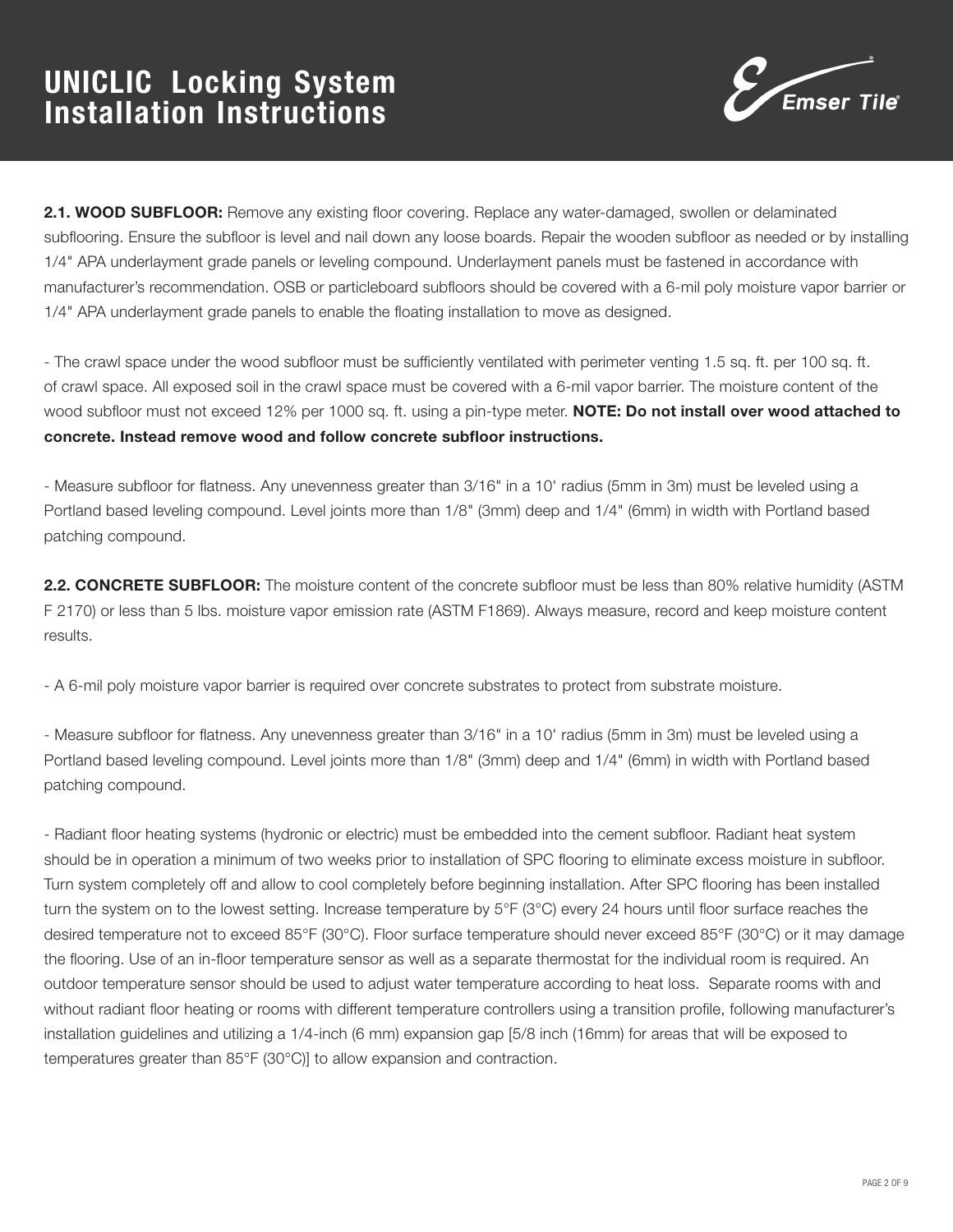# UNICLIC Locking System Installation Instructions

**2.1. WOOD SUBFLOOR:** Remove any existing floor covering. Replace any water-damaged, swollen or delaminated subflooring. Ensure the subfloor is level and nail down any loose boards. Repair the wooden subfloor as needed or by installing 1/4" APA underlayment grade panels or leveling compound. Underlayment panels must be fastened in accordance with manufacturer's recommendation. OSB or particleboard subfloors should be covered with a 6-mil poly moisture vapor barrier or 1/4" APA underlayment grade panels to enable the floating installation to move as designed.

- The crawl space under the wood subfloor must be sufficiently ventilated with perimeter venting 1.5 sq. ft. per 100 sq. ft. of crawl space. All exposed soil in the crawl space must be covered with a 6-mil vapor barrier. The moisture content of the wood subfloor must not exceed 12% per 1000 sq. ft. using a pin-type meter. **NOTE: Do not install over wood attached to concrete. Instead remove wood and follow concrete subfloor instructions.**

- Measure subfloor for flatness. Any unevenness greater than 3/16" in a 10' radius (5mm in 3m) must be leveled using a Portland based leveling compound. Level joints more than 1/8" (3mm) deep and 1/4" (6mm) in width with Portland based patching compound.

**2.2. CONCRETE SUBFLOOR:** The moisture content of the concrete subfloor must be less than 80% relative humidity (ASTM F 2170) or less than 5 lbs. moisture vapor emission rate (ASTM F1869). Always measure, record and keep moisture content results.

- A 6-mil poly moisture vapor barrier is required over concrete substrates to protect from substrate moisture.

- Measure subfloor for flatness. Any unevenness greater than 3/16" in a 10' radius (5mm in 3m) must be leveled using a Portland based leveling compound. Level joints more than 1/8" (3mm) deep and 1/4" (6mm) in width with Portland based patching compound.

- Radiant floor heating systems (hydronic or electric) must be embedded into the cement subfloor. Radiant heat system should be in operation a minimum of two weeks prior to installation of SPC flooring to eliminate excess moisture in subfloor. Turn system completely off and allow to cool completely before beginning installation. After SPC flooring has been installed turn the system on to the lowest setting. Increase temperature by 5°F (3°C) every 24 hours until floor surface reaches the desired temperature not to exceed 85°F (30°C). Floor surface temperature should never exceed 85°F (30°C) or it may damage the flooring. Use of an in-floor temperature sensor as well as a separate thermostat for the individual room is required. An outdoor temperature sensor should be used to adjust water temperature according to heat loss. Separate rooms with and without radiant floor heating or rooms with different temperature controllers using a transition profile, following manufacturer's installation guidelines and utilizing a 1/4-inch (6 mm) expansion gap [5/8 inch (16mm) for areas that will be exposed to temperatures greater than 85°F (30°C)] to allow expansion and contraction.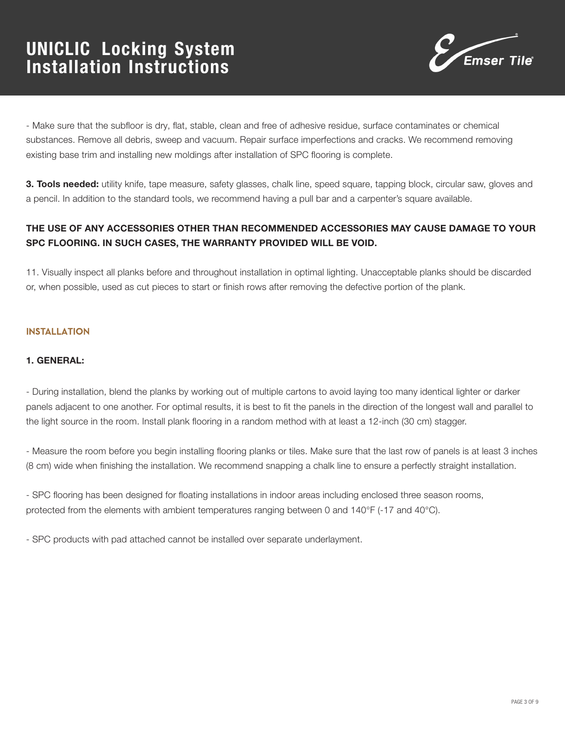- Make sure that the subfloor is dry, flat, stable, clean and free of adhesive residue, surface contaminates or chemical substances. Remove all debris, sweep and vacuum. Repair surface imperfections and cracks. We recommend removing existing base trim and installing new moldings after installation of SPC flooring is complete.

**3. Tools needed:** utility knife, tape measure, safety glasses, chalk line, speed square, tapping block, circular saw, gloves and a pencil. In addition to the standard tools, we recommend having a pull bar and a carpenter's square available.

**THE USE OF ANY ACCESSORIES OTHER THAN RECOMMENDED ACCESSORIES MAY CAUSE DAMAGE TO YOUR SPC FLOORING. IN SUCH CASES, THE WARRANTY PROVIDED WILL BE VOID.**

11. Visually inspect all planks before and throughout installation in optimal lighting. Unacceptable planks should be discarded or, when possible, used as cut pieces to start or finish rows after removing the defective portion of the plank.

## INSTALLATION

**1. GENERAL:**

- During installation, blend the planks by working out of multiple cartons to avoid laying too many identical lighter or darker panels adjacent to one another. For optimal results, it is best to fit the panels in the direction of the longest wall and parallel to the light source in the room. Install plank flooring in a random method with at least a 12-inch (30 cm) stagger.

- Measure the room before you begin installing flooring planks or tiles. Make sure that the last row of panels is at least 3 inches (8 cm) wide when finishing the installation. We recommend snapping a chalk line to ensure a perfectly straight installation.

- SPC flooring has been designed for floating installations in indoor areas including enclosed three season rooms, protected from the elements with ambient temperatures ranging between 0 and 140°F (-17 and 40°C).

- SPC products with pad attached cannot be installed over separate underlayment.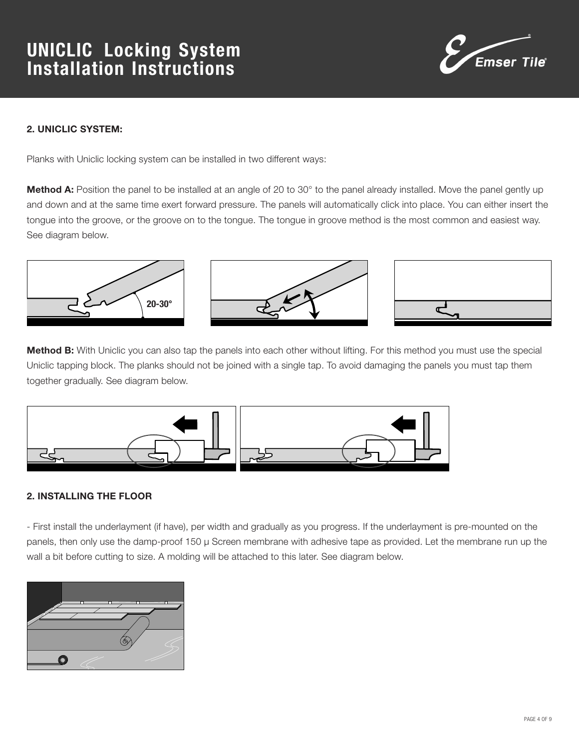## 2. UNICLIC SYSTEM:

Planks with Uniclic locking system can be installed in two different ways:

**Method A:** Position the panel to be installed at an angle of 20 to 30° to the panel already installed. Move the panel gently up and down and at the same time exert forward pressure. The panels will automatically click into place. You can either insert the tongue into the groove, or the groove on to the tongue. The tongue in groove method is the most common and easiest way. See diagram below.

**Method B:** With Uniclic you can also tap the panels into each other without lifting. For this method you must use the special Uniclic tapping block. The planks should not be joined with a single tap. To avoid damaging the panels you must tap them together gradually. See diagram below.

## 2. INSTALLING THE FLOOR

- First install the underlayment (if have), per width and gradually as you progress. If the underlayment is pre-mounted on the panels, then only use the damp-proof 150 μ Screen membrane with adhesive tape as provided. Let the membrane run up the wall a bit before cutting to size. A molding will be attached to this later. See diagram below.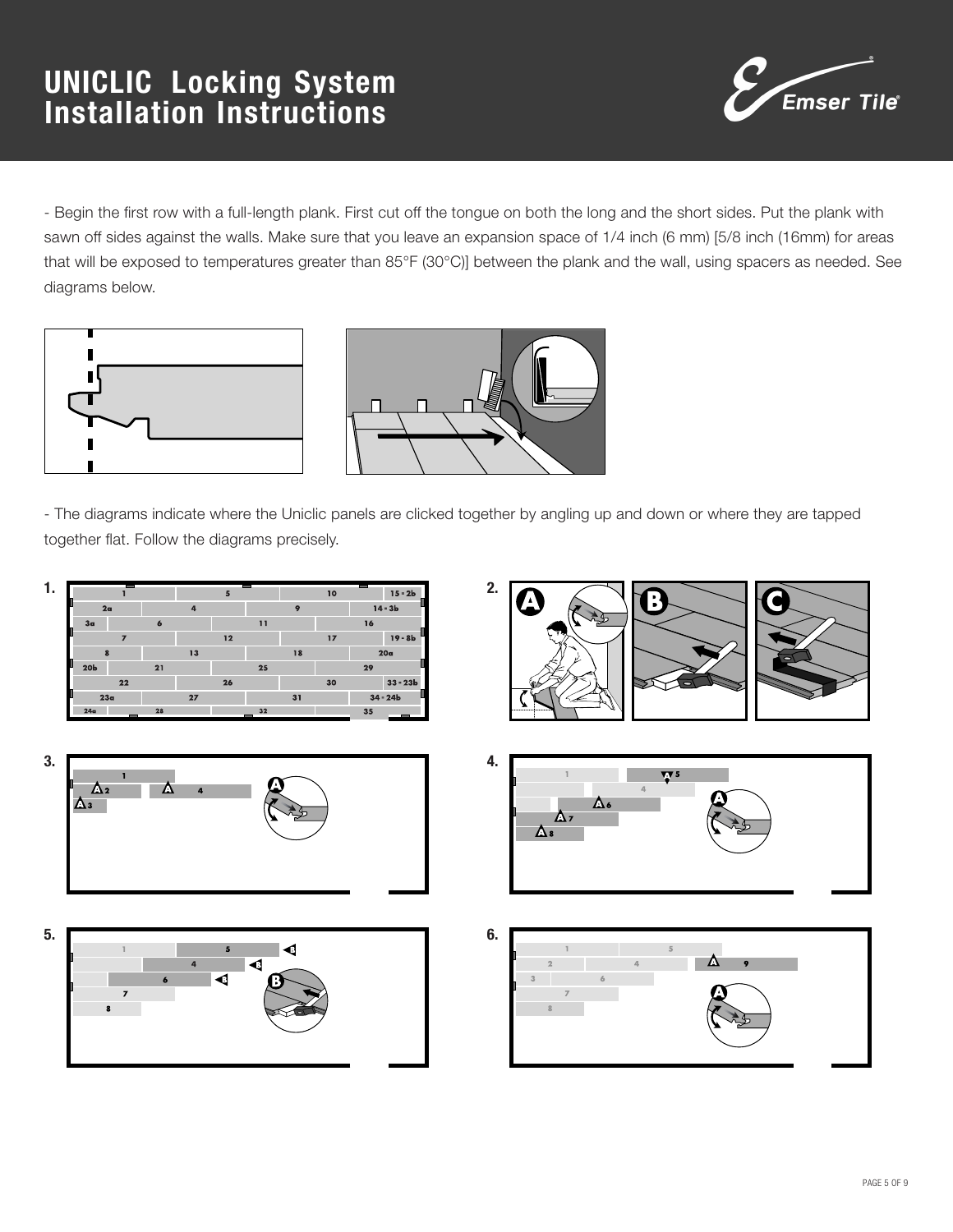# UNICLIC Locking System Installation Instructions

- Begin the first row with a full-length plank. First cut off the tongue on both the long and the short sides. Put the plank with sawn off sides against the walls. Make sure that you leave an expansion space of 1/4 inch (6 mm) [5/8 inch (16mm) for areas that will be exposed to temperatures greater than 85°F (30°C)] between the plank and the wall, using spacers as needed. See diagrams below.

- The diagrams indicate where the Uniclic panels are clicked together by angling up and down or where they are tapped together flat. Follow the diagrams precisely.

**1.**

**2.**

**3.**

**4.**

**5.**

**6.**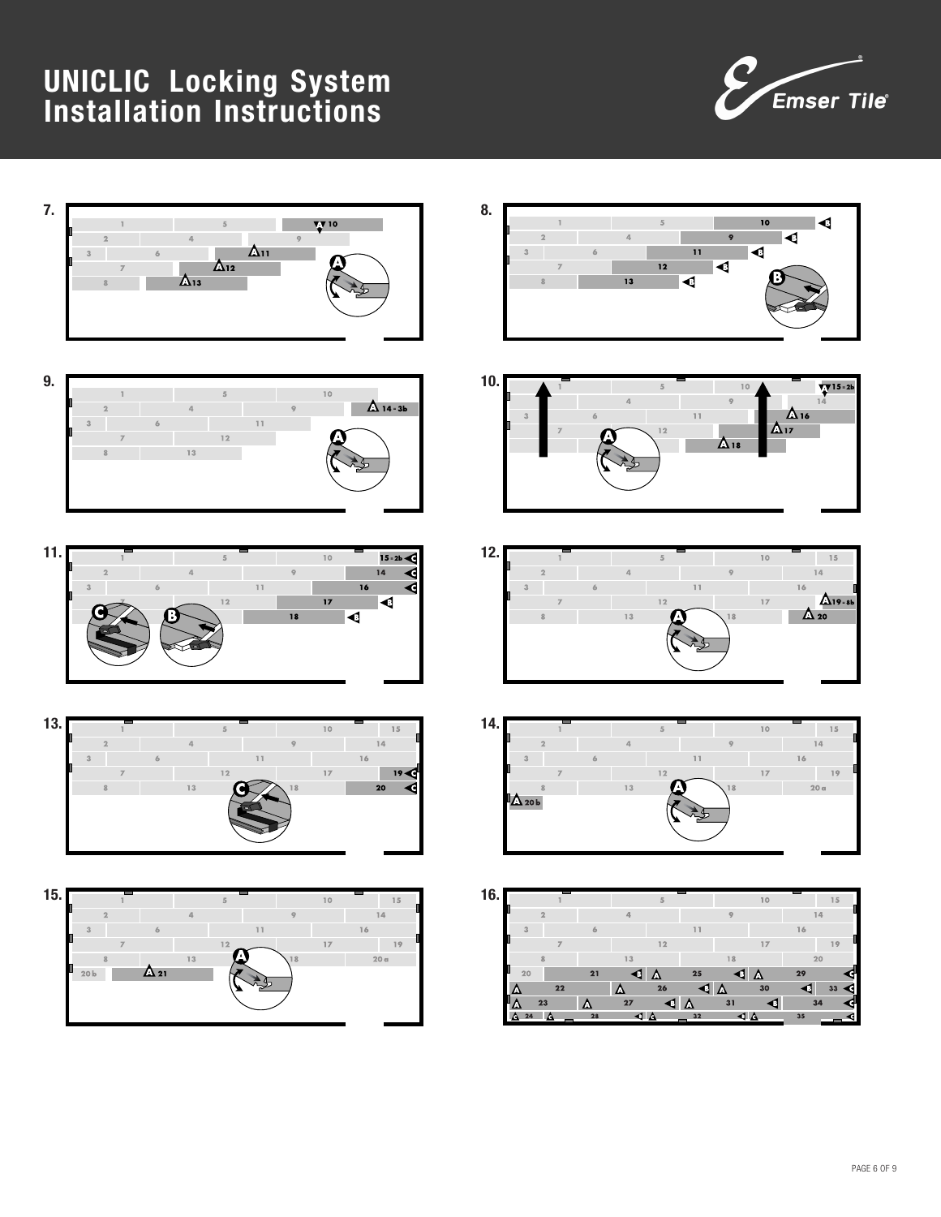# UNICLIC Locking System Installation Instructions

7.

8.

9.

10.

11.

12.

13.

14.

15.

16.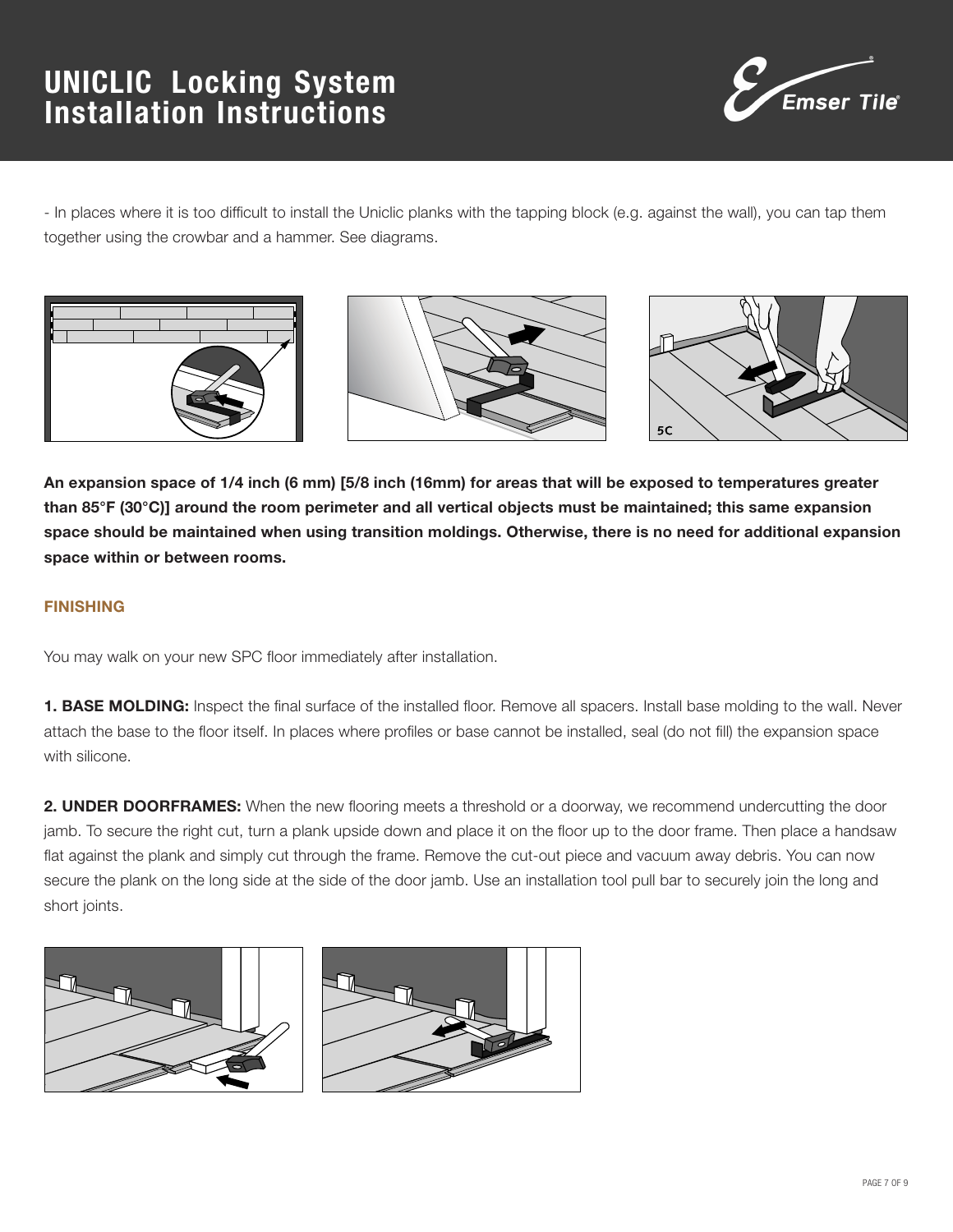# UNICLIC Locking System Installation Instructions

- In places where it is too difficult to install the Uniclic planks with the tapping block (e.g. against the wall), you can tap them together using the crowbar and a hammer. See diagrams.

**An expansion space of 1/4 inch (6 mm) [5/8 inch (16mm) for areas that will be exposed to temperatures greater than 85°F (30°C)] around the room perimeter and all vertical objects must be maintained; this same expansion space should be maintained when using transition moldings. Otherwise, there is no need for additional expansion space within or between rooms.**

## FINISHING

You may walk on your new SPC floor immediately after installation.

**1. BASE MOLDING:** Inspect the final surface of the installed floor. Remove all spacers. Install base molding to the wall. Never attach the base to the floor itself. In places where profiles or base cannot be installed, seal (do not fill) the expansion space with silicone.

**2. UNDER DOORFRAMES:** When the new flooring meets a threshold or a doorway, we recommend undercutting the door jamb. To secure the right cut, turn a plank upside down and place it on the floor up to the door frame. Then place a handsaw flat against the plank and simply cut through the frame. Remove the cut-out piece and vacuum away debris. You can now secure the plank on the long side at the side of the door jamb. Use an installation tool pull bar to securely join the long and short joints.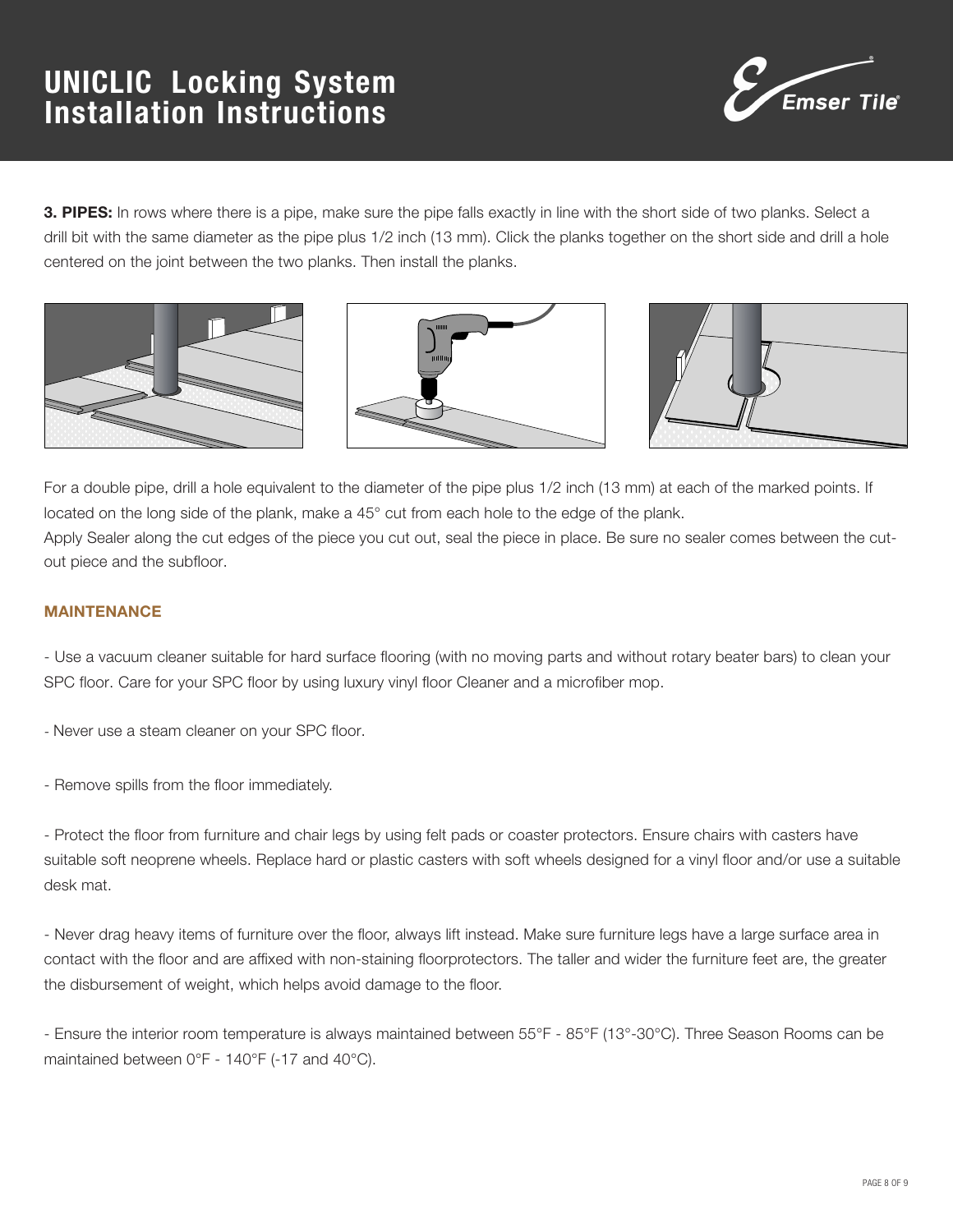# UNICLIC Locking System Installation Instructions

**3. PIPES:** In rows where there is a pipe, make sure the pipe falls exactly in line with the short side of two planks. Select a drill bit with the same diameter as the pipe plus 1/2 inch (13 mm). Click the planks together on the short side and drill a hole centered on the joint between the two planks. Then install the planks.

For a double pipe, drill a hole equivalent to the diameter of the pipe plus 1/2 inch (13 mm) at each of the marked points. If located on the long side of the plank, make a 45° cut from each hole to the edge of the plank.
Apply Sealer along the cut edges of the piece you cut out, seal the piece in place. Be sure no sealer comes between the cut-out piece and the subfloor.

## MAINTENANCE

- Use a vacuum cleaner suitable for hard surface flooring (with no moving parts and without rotary beater bars) to clean your SPC floor. Care for your SPC floor by using luxury vinyl floor Cleaner and a microfiber mop.

- Never use a steam cleaner on your SPC floor.

- Remove spills from the floor immediately.

- Protect the floor from furniture and chair legs by using felt pads or coaster protectors. Ensure chairs with casters have suitable soft neoprene wheels. Replace hard or plastic casters with soft wheels designed for a vinyl floor and/or use a suitable desk mat.

- Never drag heavy items of furniture over the floor, always lift instead. Make sure furniture legs have a large surface area in contact with the floor and are affixed with non-staining floorprotectors. The taller and wider the furniture feet are, the greater the disbursement of weight, which helps avoid damage to the floor.

- Ensure the interior room temperature is always maintained between 55°F - 85°F (13°-30°C). Three Season Rooms can be maintained between 0°F - 140°F (-17 and 40°C).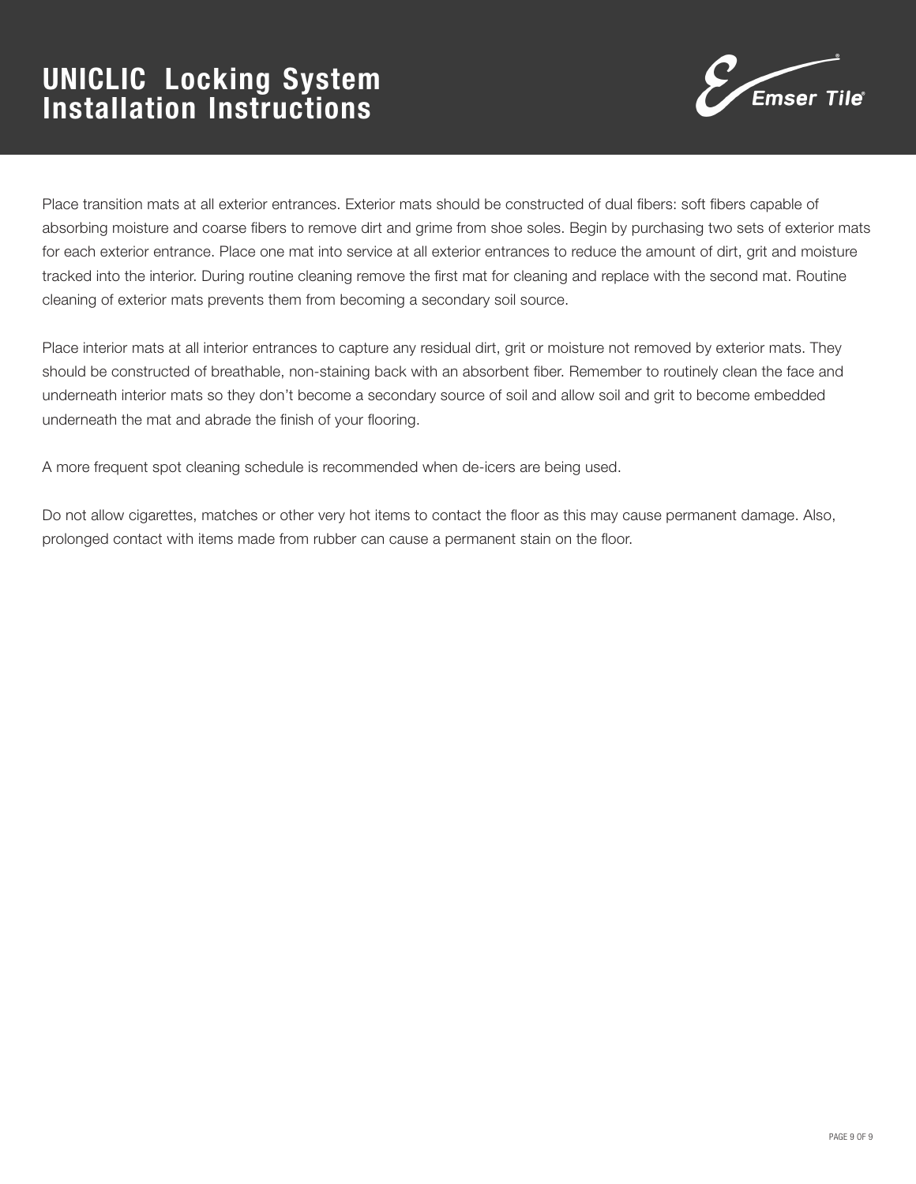Place transition mats at all exterior entrances. Exterior mats should be constructed of dual fibers: soft fibers capable of absorbing moisture and coarse fibers to remove dirt and grime from shoe soles. Begin by purchasing two sets of exterior mats for each exterior entrance. Place one mat into service at all exterior entrances to reduce the amount of dirt, grit and moisture tracked into the interior. During routine cleaning remove the first mat for cleaning and replace with the second mat. Routine cleaning of exterior mats prevents them from becoming a secondary soil source.

Place interior mats at all interior entrances to capture any residual dirt, grit or moisture not removed by exterior mats. They should be constructed of breathable, non-staining back with an absorbent fiber. Remember to routinely clean the face and underneath interior mats so they don't become a secondary source of soil and allow soil and grit to become embedded underneath the mat and abrade the finish of your flooring.

A more frequent spot cleaning schedule is recommended when de-icers are being used.

Do not allow cigarettes, matches or other very hot items to contact the floor as this may cause permanent damage. Also, prolonged contact with items made from rubber can cause a permanent stain on the floor.